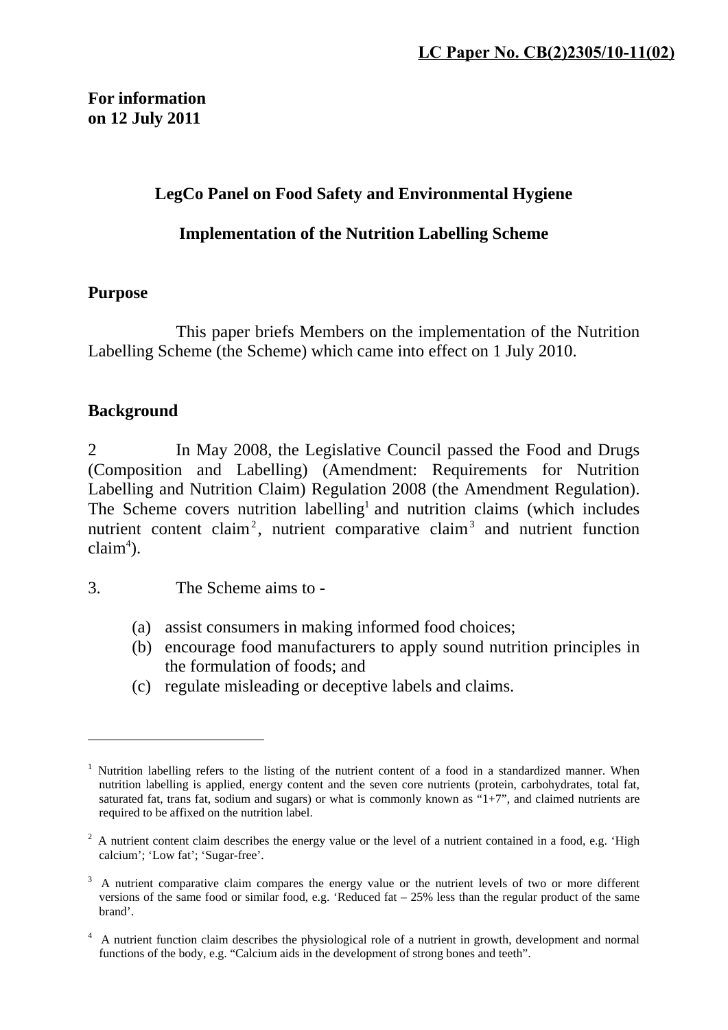**LC Paper No. CB(2)2305/10-11(02)**

**For information**
**on 12 July 2011**

## LegCo Panel on Food Safety and Environmental Hygiene

## Implementation of the Nutrition Labelling Scheme

### Purpose

This paper briefs Members on the implementation of the Nutrition Labelling Scheme (the Scheme) which came into effect on 1 July 2010.

### Background

2 In May 2008, the Legislative Council passed the Food and Drugs (Composition and Labelling) (Amendment: Requirements for Nutrition Labelling and Nutrition Claim) Regulation 2008 (the Amendment Regulation). The Scheme covers nutrition labelling[1] and nutrition claims (which includes nutrient content claim[2], nutrient comparative claim[3] and nutrient function claim[4]).

3. The Scheme aims to -

(a) assist consumers in making informed food choices;
(b) encourage food manufacturers to apply sound nutrition principles in the formulation of foods; and
(c) regulate misleading or deceptive labels and claims.

---

[1] Nutrition labelling refers to the listing of the nutrient content of a food in a standardized manner. When nutrition labelling is applied, energy content and the seven core nutrients (protein, carbohydrates, total fat, saturated fat, trans fat, sodium and sugars) or what is commonly known as "1+7", and claimed nutrients are required to be affixed on the nutrition label.

[2] A nutrient content claim describes the energy value or the level of a nutrient contained in a food, e.g. 'High calcium'; 'Low fat'; 'Sugar-free'.

[3] A nutrient comparative claim compares the energy value or the nutrient levels of two or more different versions of the same food or similar food, e.g. 'Reduced fat – 25% less than the regular product of the same brand'.

[4] A nutrient function claim describes the physiological role of a nutrient in growth, development and normal functions of the body, e.g. "Calcium aids in the development of strong bones and teeth".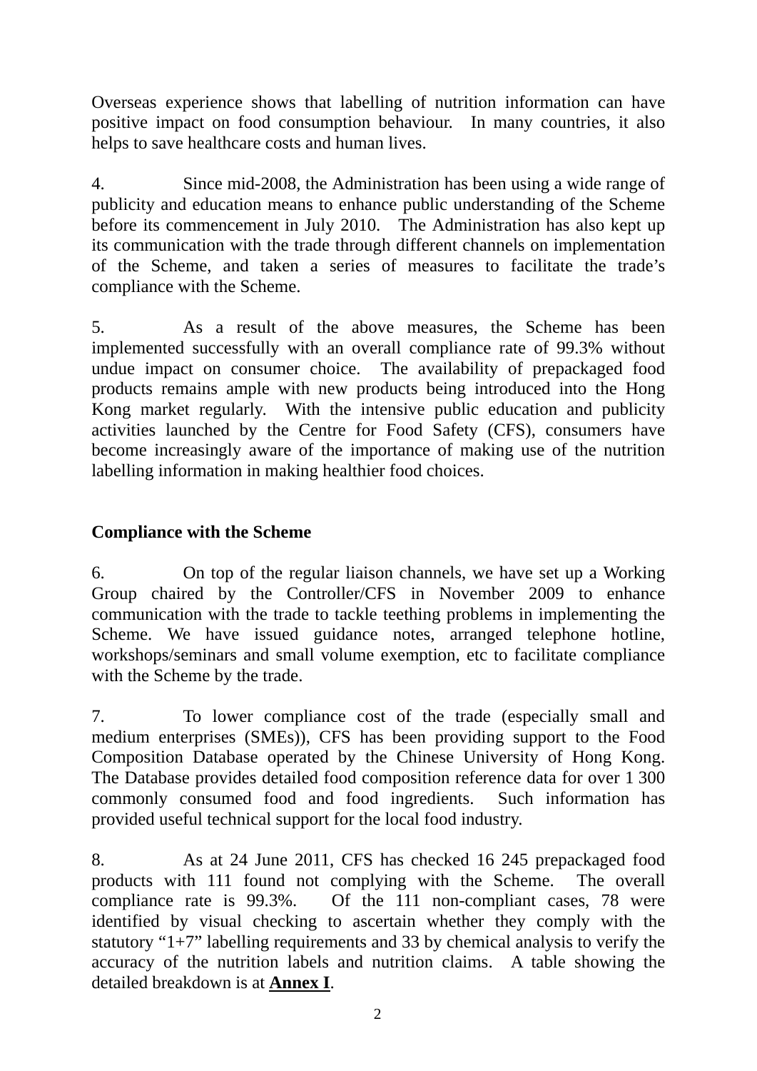Overseas experience shows that labelling of nutrition information can have positive impact on food consumption behaviour. In many countries, it also helps to save healthcare costs and human lives.

4. Since mid-2008, the Administration has been using a wide range of publicity and education means to enhance public understanding of the Scheme before its commencement in July 2010. The Administration has also kept up its communication with the trade through different channels on implementation of the Scheme, and taken a series of measures to facilitate the trade's compliance with the Scheme.

5. As a result of the above measures, the Scheme has been implemented successfully with an overall compliance rate of 99.3% without undue impact on consumer choice. The availability of prepackaged food products remains ample with new products being introduced into the Hong Kong market regularly. With the intensive public education and publicity activities launched by the Centre for Food Safety (CFS), consumers have become increasingly aware of the importance of making use of the nutrition labelling information in making healthier food choices.

**Compliance with the Scheme**

6. On top of the regular liaison channels, we have set up a Working Group chaired by the Controller/CFS in November 2009 to enhance communication with the trade to tackle teething problems in implementing the Scheme. We have issued guidance notes, arranged telephone hotline, workshops/seminars and small volume exemption, etc to facilitate compliance with the Scheme by the trade.

7. To lower compliance cost of the trade (especially small and medium enterprises (SMEs)), CFS has been providing support to the Food Composition Database operated by the Chinese University of Hong Kong. The Database provides detailed food composition reference data for over 1 300 commonly consumed food and food ingredients. Such information has provided useful technical support for the local food industry.

8. As at 24 June 2011, CFS has checked 16 245 prepackaged food products with 111 found not complying with the Scheme. The overall compliance rate is 99.3%. Of the 111 non-compliant cases, 78 were identified by visual checking to ascertain whether they comply with the statutory "1+7" labelling requirements and 33 by chemical analysis to verify the accuracy of the nutrition labels and nutrition claims. A table showing the detailed breakdown is at **Annex I**.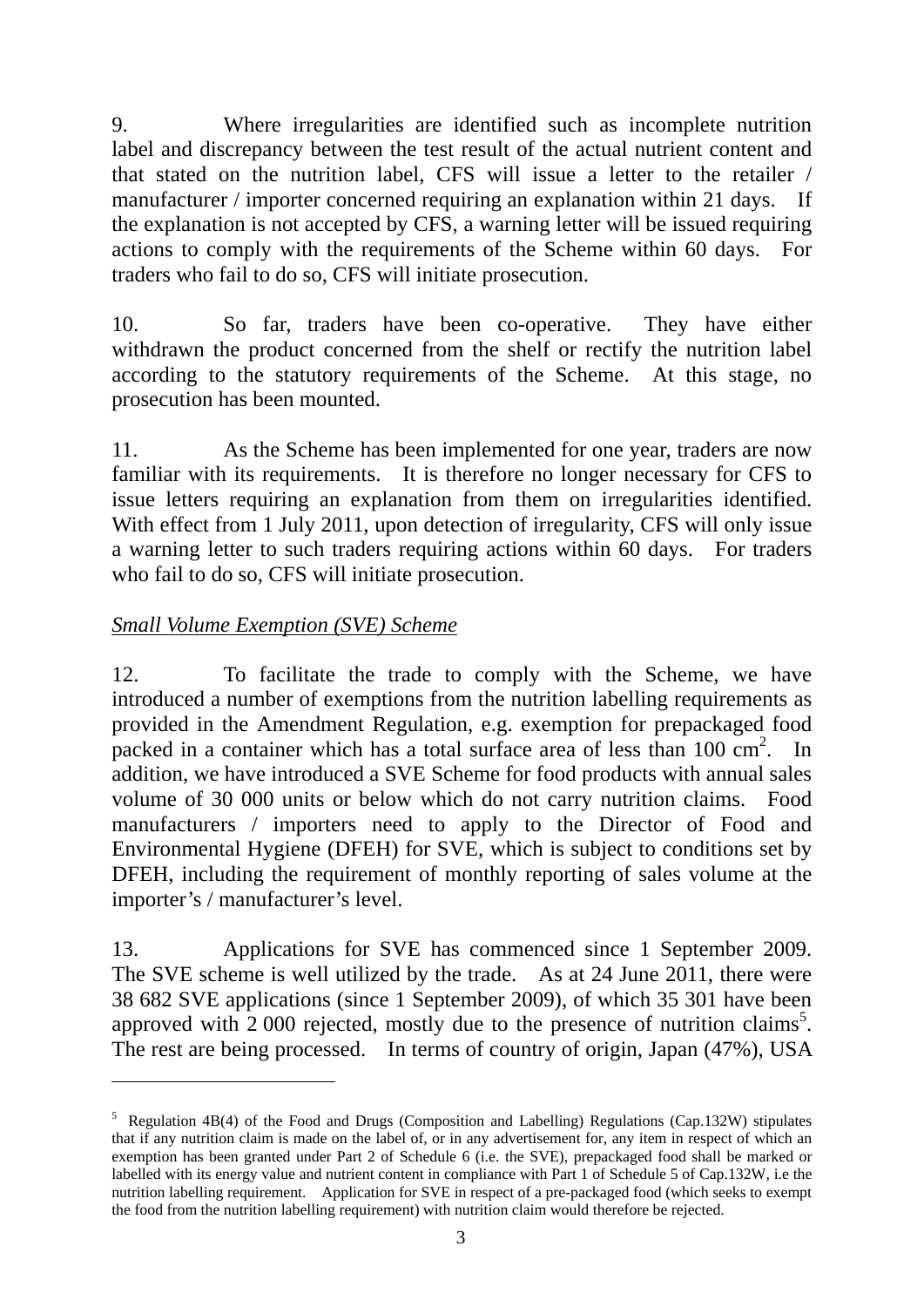9. Where irregularities are identified such as incomplete nutrition label and discrepancy between the test result of the actual nutrient content and that stated on the nutrition label, CFS will issue a letter to the retailer / manufacturer / importer concerned requiring an explanation within 21 days. If the explanation is not accepted by CFS, a warning letter will be issued requiring actions to comply with the requirements of the Scheme within 60 days. For traders who fail to do so, CFS will initiate prosecution.

10. So far, traders have been co-operative. They have either withdrawn the product concerned from the shelf or rectify the nutrition label according to the statutory requirements of the Scheme. At this stage, no prosecution has been mounted.

11. As the Scheme has been implemented for one year, traders are now familiar with its requirements. It is therefore no longer necessary for CFS to issue letters requiring an explanation from them on irregularities identified. With effect from 1 July 2011, upon detection of irregularity, CFS will only issue a warning letter to such traders requiring actions within 60 days. For traders who fail to do so, CFS will initiate prosecution.

*Small Volume Exemption (SVE) Scheme*

12. To facilitate the trade to comply with the Scheme, we have introduced a number of exemptions from the nutrition labelling requirements as provided in the Amendment Regulation, e.g. exemption for prepackaged food packed in a container which has a total surface area of less than 100 $cm^2$. In addition, we have introduced a SVE Scheme for food products with annual sales volume of 30 000 units or below which do not carry nutrition claims. Food manufacturers / importers need to apply to the Director of Food and Environmental Hygiene (DFEH) for SVE, which is subject to conditions set by DFEH, including the requirement of monthly reporting of sales volume at the importer's / manufacturer's level.

13. Applications for SVE has commenced since 1 September 2009. The SVE scheme is well utilized by the trade. As at 24 June 2011, there were 38 682 SVE applications (since 1 September 2009), of which 35 301 have been approved with 2 000 rejected, mostly due to the presence of nutrition claims[5]. The rest are being processed. In terms of country of origin, Japan (47%), USA

---

[5] Regulation 4B(4) of the Food and Drugs (Composition and Labelling) Regulations (Cap.132W) stipulates that if any nutrition claim is made on the label of, or in any advertisement for, any item in respect of which an exemption has been granted under Part 2 of Schedule 6 (i.e. the SVE), prepackaged food shall be marked or labelled with its energy value and nutrient content in compliance with Part 1 of Schedule 5 of Cap.132W, i.e the nutrition labelling requirement. Application for SVE in respect of a pre-packaged food (which seeks to exempt the food from the nutrition labelling requirement) with nutrition claim would therefore be rejected.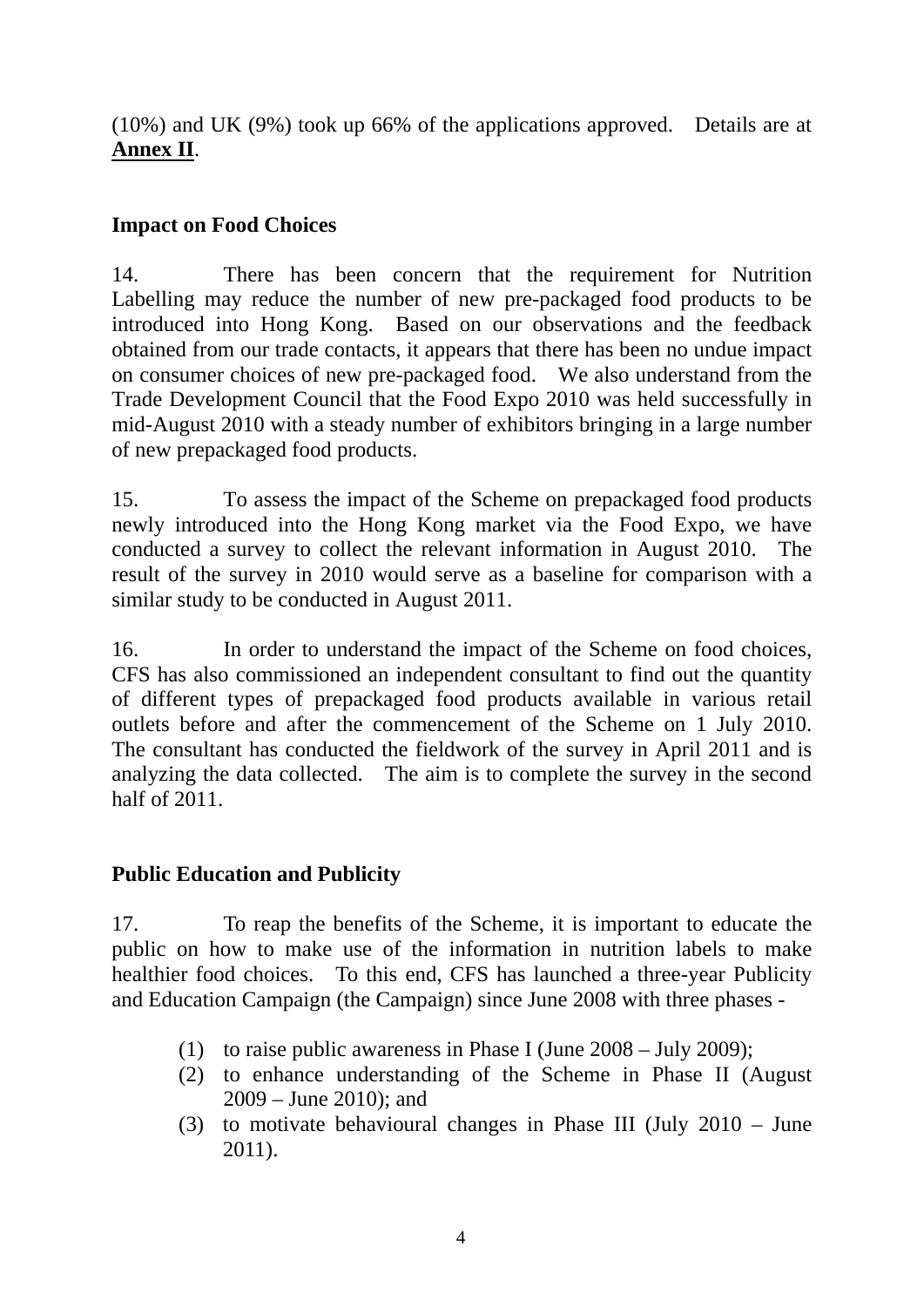(10%) and UK (9%) took up 66% of the applications approved. Details are at **Annex II**.

### Impact on Food Choices

14. There has been concern that the requirement for Nutrition Labelling may reduce the number of new pre-packaged food products to be introduced into Hong Kong. Based on our observations and the feedback obtained from our trade contacts, it appears that there has been no undue impact on consumer choices of new pre-packaged food. We also understand from the Trade Development Council that the Food Expo 2010 was held successfully in mid-August 2010 with a steady number of exhibitors bringing in a large number of new prepackaged food products.

15. To assess the impact of the Scheme on prepackaged food products newly introduced into the Hong Kong market via the Food Expo, we have conducted a survey to collect the relevant information in August 2010. The result of the survey in 2010 would serve as a baseline for comparison with a similar study to be conducted in August 2011.

16. In order to understand the impact of the Scheme on food choices, CFS has also commissioned an independent consultant to find out the quantity of different types of prepackaged food products available in various retail outlets before and after the commencement of the Scheme on 1 July 2010. The consultant has conducted the fieldwork of the survey in April 2011 and is analyzing the data collected. The aim is to complete the survey in the second half of 2011.

### Public Education and Publicity

17. To reap the benefits of the Scheme, it is important to educate the public on how to make use of the information in nutrition labels to make healthier food choices. To this end, CFS has launched a three-year Publicity and Education Campaign (the Campaign) since June 2008 with three phases -

(1) to raise public awareness in Phase I (June 2008 – July 2009);
(2) to enhance understanding of the Scheme in Phase II (August 2009 – June 2010); and
(3) to motivate behavioural changes in Phase III (July 2010 – June 2011).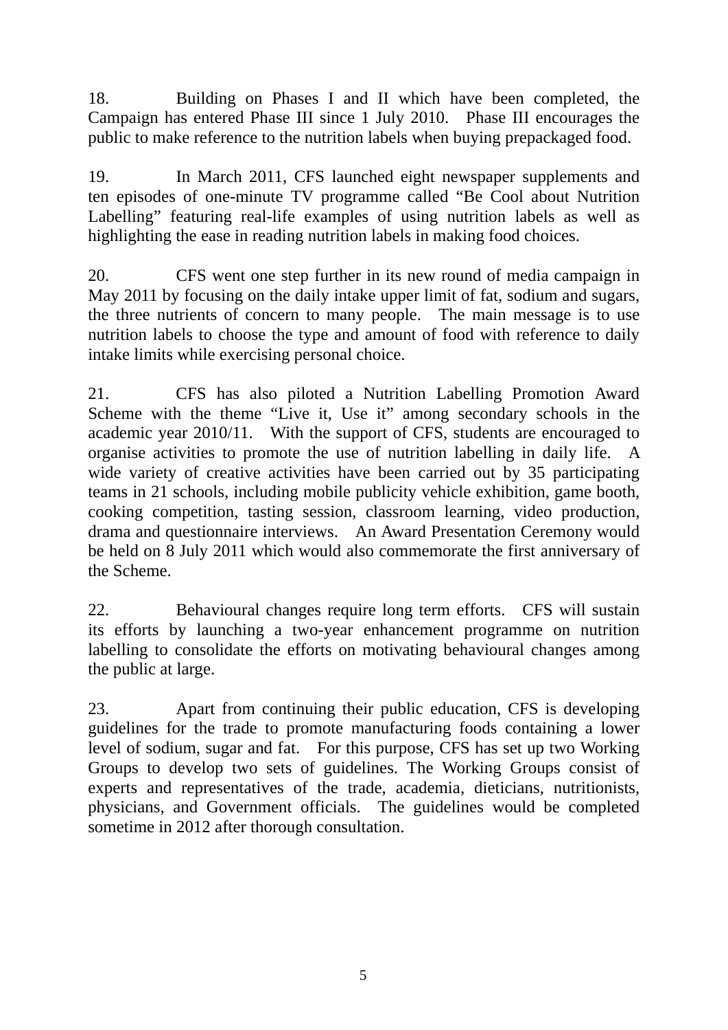18. Building on Phases I and II which have been completed, the Campaign has entered Phase III since 1 July 2010. Phase III encourages the public to make reference to the nutrition labels when buying prepackaged food.

19. In March 2011, CFS launched eight newspaper supplements and ten episodes of one-minute TV programme called "Be Cool about Nutrition Labelling" featuring real-life examples of using nutrition labels as well as highlighting the ease in reading nutrition labels in making food choices.

20. CFS went one step further in its new round of media campaign in May 2011 by focusing on the daily intake upper limit of fat, sodium and sugars, the three nutrients of concern to many people. The main message is to use nutrition labels to choose the type and amount of food with reference to daily intake limits while exercising personal choice.

21. CFS has also piloted a Nutrition Labelling Promotion Award Scheme with the theme "Live it, Use it" among secondary schools in the academic year 2010/11. With the support of CFS, students are encouraged to organise activities to promote the use of nutrition labelling in daily life. A wide variety of creative activities have been carried out by 35 participating teams in 21 schools, including mobile publicity vehicle exhibition, game booth, cooking competition, tasting session, classroom learning, video production, drama and questionnaire interviews. An Award Presentation Ceremony would be held on 8 July 2011 which would also commemorate the first anniversary of the Scheme.

22. Behavioural changes require long term efforts. CFS will sustain its efforts by launching a two-year enhancement programme on nutrition labelling to consolidate the efforts on motivating behavioural changes among the public at large.

23. Apart from continuing their public education, CFS is developing guidelines for the trade to promote manufacturing foods containing a lower level of sodium, sugar and fat. For this purpose, CFS has set up two Working Groups to develop two sets of guidelines. The Working Groups consist of experts and representatives of the trade, academia, dieticians, nutritionists, physicians, and Government officials. The guidelines would be completed sometime in 2012 after thorough consultation.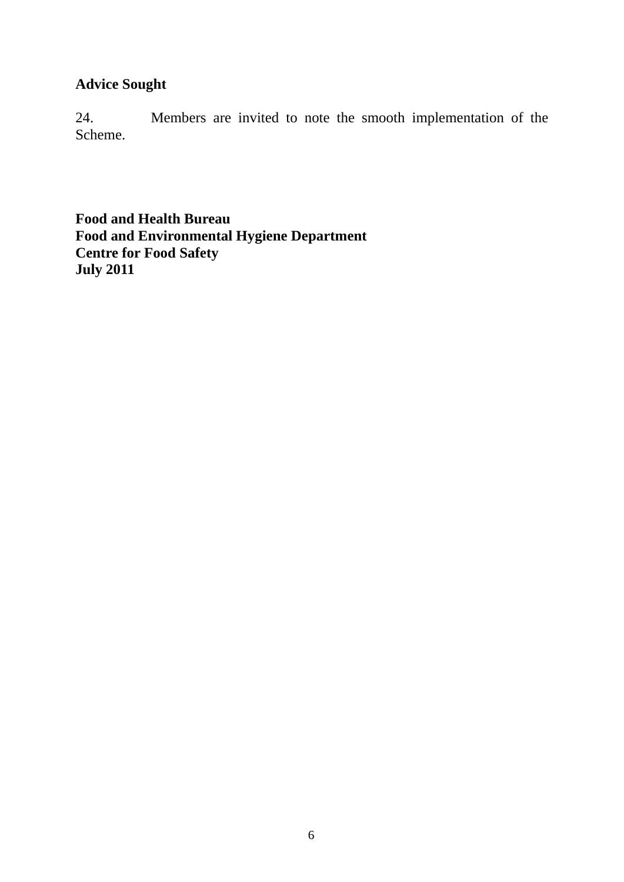**Advice Sought**

24. Members are invited to note the smooth implementation of the Scheme.

**Food and Health Bureau**
**Food and Environmental Hygiene Department**
**Centre for Food Safety**
**July 2011**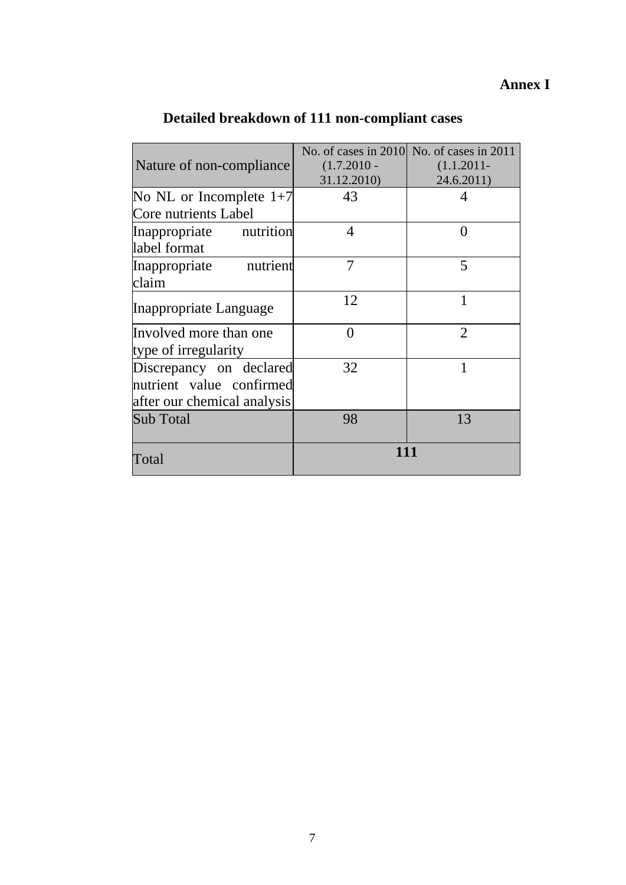**Annex I**

## Detailed breakdown of 111 non-compliant cases

| Nature of non-compliance | No. of cases in 2010 (1.7.2010 - 31.12.2010) | No. of cases in 2011 (1.1.2011- 24.6.2011) |
|---|---|---|
| No NL or Incomplete 1+7 Core nutrients Label | 43 | 4 |
| Inappropriate nutrition label format | 4 | 0 |
| Inappropriate nutrient claim | 7 | 5 |
| Inappropriate Language | 12 | 1 |
| Involved more than one type of irregularity | 0 | 2 |
| Discrepancy on declared nutrient value confirmed after our chemical analysis | 32 | 1 |
| Sub Total | 98 | 13 |
| Total | **111** | |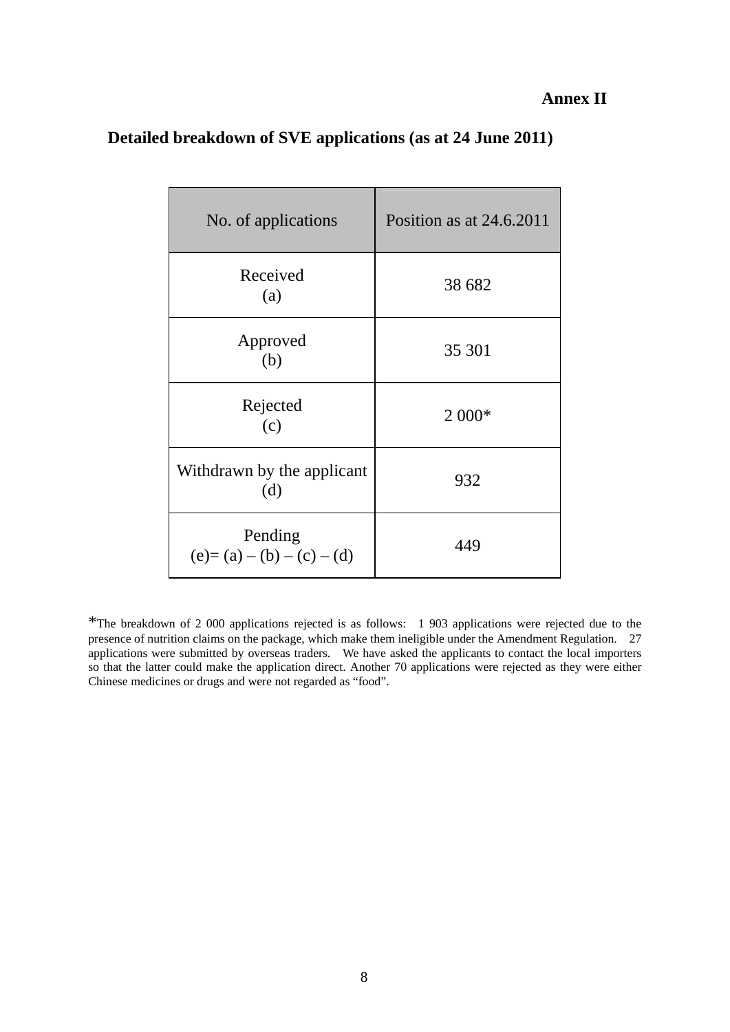**Annex II**

## Detailed breakdown of SVE applications (as at 24 June 2011)

| No. of applications | Position as at 24.6.2011 |
|---|---|
| Received<br>(a) | 38 682 |
| Approved<br>(b) | 35 301 |
| Rejected<br>(c) | 2 000* |
| Withdrawn by the applicant<br>(d) | 932 |
| Pending<br>(e)= (a) – (b) – (c) – (d) | 449 |

*The breakdown of 2 000 applications rejected is as follows: 1 903 applications were rejected due to the presence of nutrition claims on the package, which make them ineligible under the Amendment Regulation. 27 applications were submitted by overseas traders. We have asked the applicants to contact the local importers so that the latter could make the application direct. Another 70 applications were rejected as they were either Chinese medicines or drugs and were not regarded as "food".